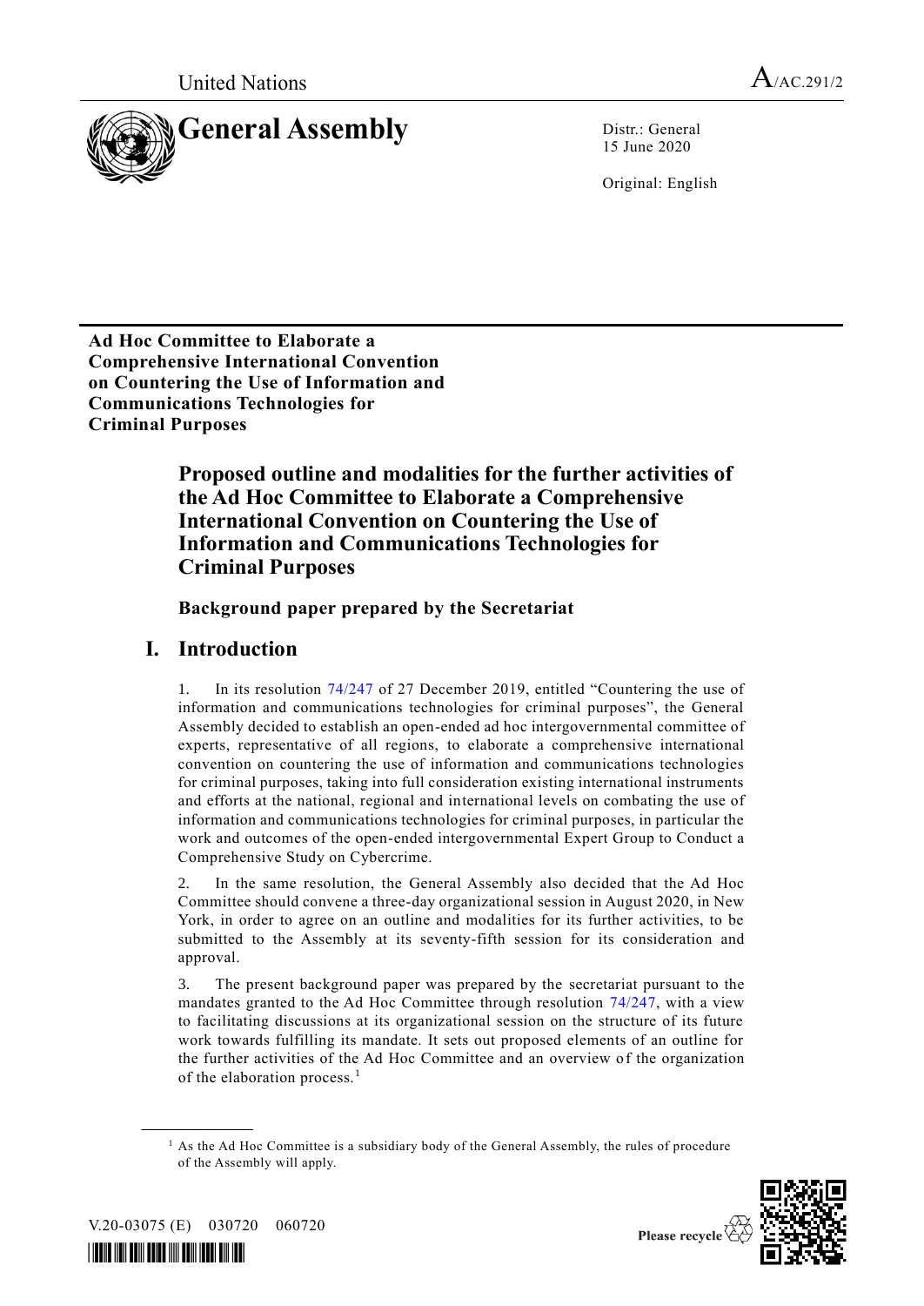United Nations

A/AC.291/2

# General Assembly

Distr.: General
15 June 2020

Original: English

**Ad Hoc Committee to Elaborate a Comprehensive International Convention on Countering the Use of Information and Communications Technologies for Criminal Purposes**

# Proposed outline and modalities for the further activities of the Ad Hoc Committee to Elaborate a Comprehensive International Convention on Countering the Use of Information and Communications Technologies for Criminal Purposes

**Background paper prepared by the Secretariat**

## I. Introduction

1. In its resolution 74/247 of 27 December 2019, entitled "Countering the use of information and communications technologies for criminal purposes", the General Assembly decided to establish an open-ended ad hoc intergovernmental committee of experts, representative of all regions, to elaborate a comprehensive international convention on countering the use of information and communications technologies for criminal purposes, taking into full consideration existing international instruments and efforts at the national, regional and international levels on combating the use of information and communications technologies for criminal purposes, in particular the work and outcomes of the open-ended intergovernmental Expert Group to Conduct a Comprehensive Study on Cybercrime.

2. In the same resolution, the General Assembly also decided that the Ad Hoc Committee should convene a three-day organizational session in August 2020, in New York, in order to agree on an outline and modalities for its further activities, to be submitted to the Assembly at its seventy-fifth session for its consideration and approval.

3. The present background paper was prepared by the secretariat pursuant to the mandates granted to the Ad Hoc Committee through resolution 74/247, with a view to facilitating discussions at its organizational session on the structure of its future work towards fulfilling its mandate. It sets out proposed elements of an outline for the further activities of the Ad Hoc Committee and an overview of the organization of the elaboration process.[1]

[1] As the Ad Hoc Committee is a subsidiary body of the General Assembly, the rules of procedure of the Assembly will apply.

V.20-03075 (E) 030720 060720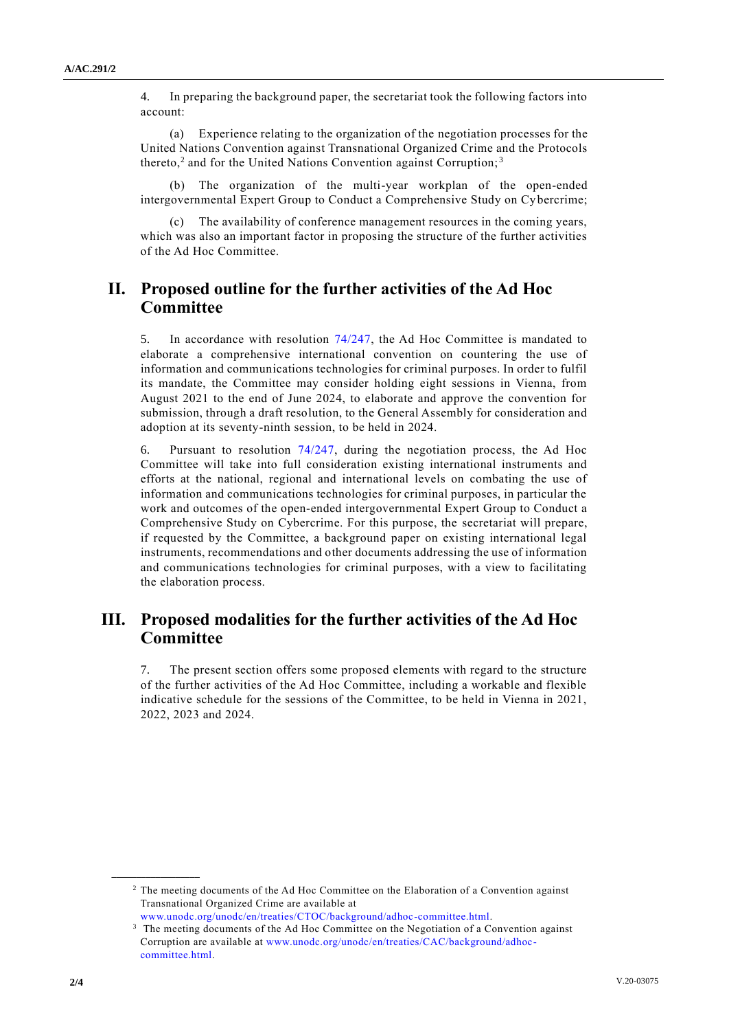4. In preparing the background paper, the secretariat took the following factors into account:

(a) Experience relating to the organization of the negotiation processes for the United Nations Convention against Transnational Organized Crime and the Protocols thereto,[2] and for the United Nations Convention against Corruption;[3]

(b) The organization of the multi-year workplan of the open-ended intergovernmental Expert Group to Conduct a Comprehensive Study on Cybercrime;

(c) The availability of conference management resources in the coming years, which was also an important factor in proposing the structure of the further activities of the Ad Hoc Committee.

## II. Proposed outline for the further activities of the Ad Hoc Committee

5. In accordance with resolution 74/247, the Ad Hoc Committee is mandated to elaborate a comprehensive international convention on countering the use of information and communications technologies for criminal purposes. In order to fulfil its mandate, the Committee may consider holding eight sessions in Vienna, from August 2021 to the end of June 2024, to elaborate and approve the convention for submission, through a draft resolution, to the General Assembly for consideration and adoption at its seventy-ninth session, to be held in 2024.

6. Pursuant to resolution 74/247, during the negotiation process, the Ad Hoc Committee will take into full consideration existing international instruments and efforts at the national, regional and international levels on combating the use of information and communications technologies for criminal purposes, in particular the work and outcomes of the open-ended intergovernmental Expert Group to Conduct a Comprehensive Study on Cybercrime. For this purpose, the secretariat will prepare, if requested by the Committee, a background paper on existing international legal instruments, recommendations and other documents addressing the use of information and communications technologies for criminal purposes, with a view to facilitating the elaboration process.

## III. Proposed modalities for the further activities of the Ad Hoc Committee

7. The present section offers some proposed elements with regard to the structure of the further activities of the Ad Hoc Committee, including a workable and flexible indicative schedule for the sessions of the Committee, to be held in Vienna in 2021, 2022, 2023 and 2024.

---

[2] The meeting documents of the Ad Hoc Committee on the Elaboration of a Convention against Transnational Organized Crime are available at www.unodc.org/unodc/en/treaties/CTOC/background/adhoc-committee.html.

[3] The meeting documents of the Ad Hoc Committee on the Negotiation of a Convention against Corruption are available at www.unodc.org/unodc/en/treaties/CAC/background/adhoc-committee.html.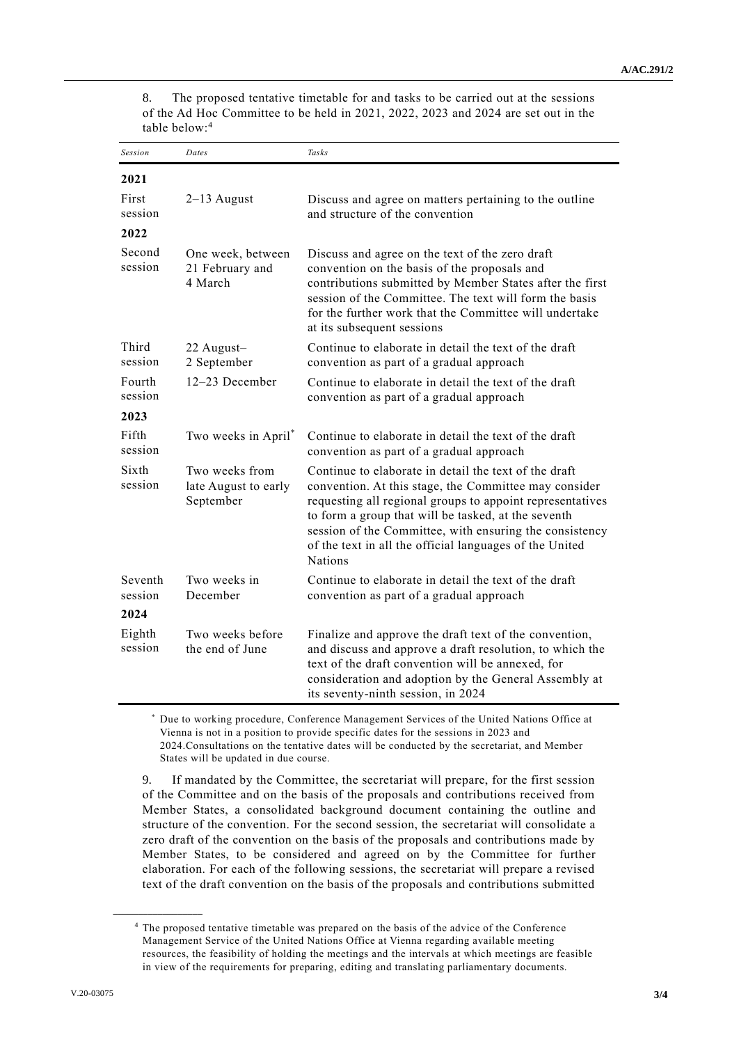8. The proposed tentative timetable for and tasks to be carried out at the sessions of the Ad Hoc Committee to be held in 2021, 2022, 2023 and 2024 are set out in the table below:[4]

| *Session* | *Dates* | *Tasks* |
|---|---|---|
| **2021** | | |
| First session | 2–13 August | Discuss and agree on matters pertaining to the outline and structure of the convention |
| **2022** | | |
| Second session | One week, between 21 February and 4 March | Discuss and agree on the text of the zero draft convention on the basis of the proposals and contributions submitted by Member States after the first session of the Committee. The text will form the basis for the further work that the Committee will undertake at its subsequent sessions |
| Third session | 22 August–2 September | Continue to elaborate in detail the text of the draft convention as part of a gradual approach |
| Fourth session | 12–23 December | Continue to elaborate in detail the text of the draft convention as part of a gradual approach |
| **2023** | | |
| Fifth session | Two weeks in April* | Continue to elaborate in detail the text of the draft convention as part of a gradual approach |
| Sixth session | Two weeks from late August to early September | Continue to elaborate in detail the text of the draft convention. At this stage, the Committee may consider requesting all regional groups to appoint representatives to form a group that will be tasked, at the seventh session of the Committee, with ensuring the consistency of the text in all the official languages of the United Nations |
| Seventh session | Two weeks in December | Continue to elaborate in detail the text of the draft convention as part of a gradual approach |
| **2024** | | |
| Eighth session | Two weeks before the end of June | Finalize and approve the draft text of the convention, and discuss and approve a draft resolution, to which the text of the draft convention will be annexed, for consideration and adoption by the General Assembly at its seventy-ninth session, in 2024 |

\* Due to working procedure, Conference Management Services of the United Nations Office at Vienna is not in a position to provide specific dates for the sessions in 2023 and 2024.Consultations on the tentative dates will be conducted by the secretariat, and Member States will be updated in due course.

9. If mandated by the Committee, the secretariat will prepare, for the first session of the Committee and on the basis of the proposals and contributions received from Member States, a consolidated background document containing the outline and structure of the convention. For the second session, the secretariat will consolidate a zero draft of the convention on the basis of the proposals and contributions made by Member States, to be considered and agreed on by the Committee for further elaboration. For each of the following sessions, the secretariat will prepare a revised text of the draft convention on the basis of the proposals and contributions submitted

[4] The proposed tentative timetable was prepared on the basis of the advice of the Conference Management Service of the United Nations Office at Vienna regarding available meeting resources, the feasibility of holding the meetings and the intervals at which meetings are feasible in view of the requirements for preparing, editing and translating parliamentary documents.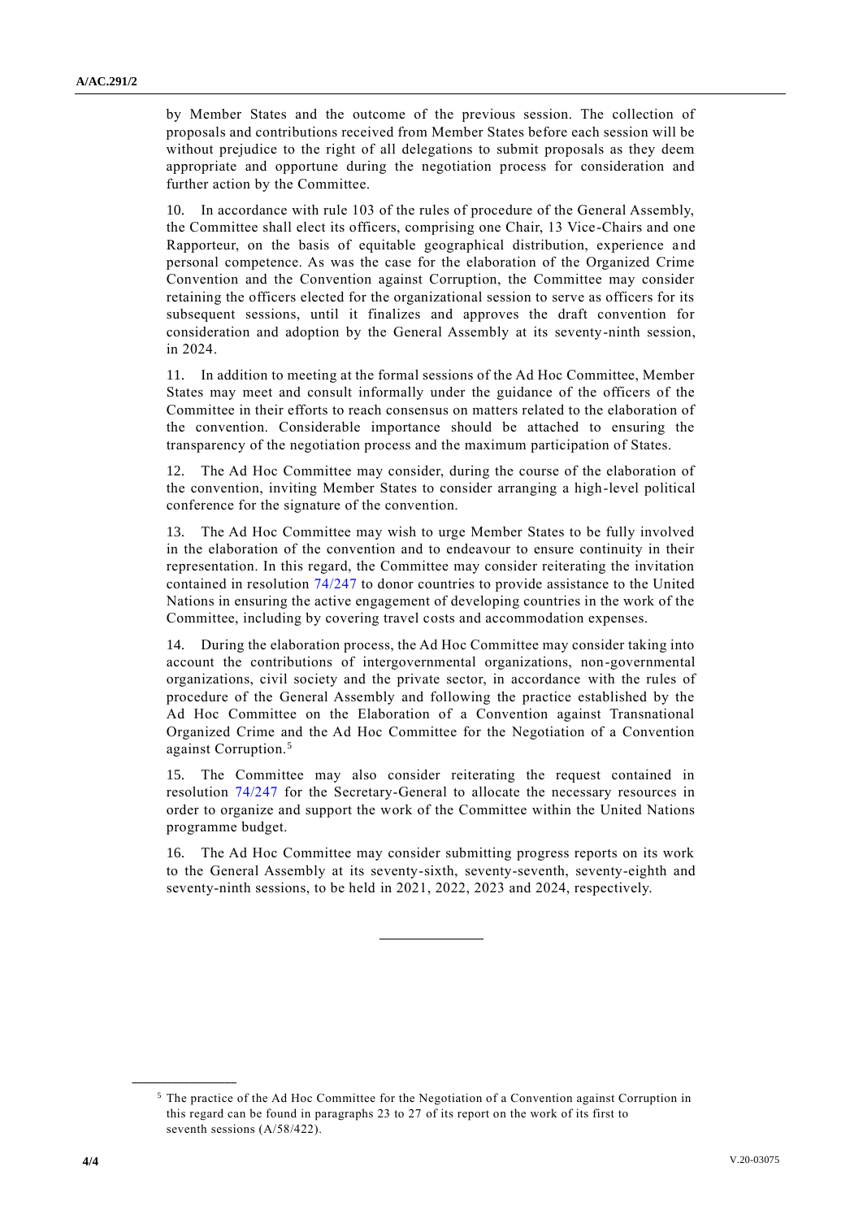by Member States and the outcome of the previous session. The collection of proposals and contributions received from Member States before each session will be without prejudice to the right of all delegations to submit proposals as they deem appropriate and opportune during the negotiation process for consideration and further action by the Committee.

10. In accordance with rule 103 of the rules of procedure of the General Assembly, the Committee shall elect its officers, comprising one Chair, 13 Vice-Chairs and one Rapporteur, on the basis of equitable geographical distribution, experience and personal competence. As was the case for the elaboration of the Organized Crime Convention and the Convention against Corruption, the Committee may consider retaining the officers elected for the organizational session to serve as officers for its subsequent sessions, until it finalizes and approves the draft convention for consideration and adoption by the General Assembly at its seventy-ninth session, in 2024.

11. In addition to meeting at the formal sessions of the Ad Hoc Committee, Member States may meet and consult informally under the guidance of the officers of the Committee in their efforts to reach consensus on matters related to the elaboration of the convention. Considerable importance should be attached to ensuring the transparency of the negotiation process and the maximum participation of States.

12. The Ad Hoc Committee may consider, during the course of the elaboration of the convention, inviting Member States to consider arranging a high-level political conference for the signature of the convention.

13. The Ad Hoc Committee may wish to urge Member States to be fully involved in the elaboration of the convention and to endeavour to ensure continuity in their representation. In this regard, the Committee may consider reiterating the invitation contained in resolution 74/247 to donor countries to provide assistance to the United Nations in ensuring the active engagement of developing countries in the work of the Committee, including by covering travel costs and accommodation expenses.

14. During the elaboration process, the Ad Hoc Committee may consider taking into account the contributions of intergovernmental organizations, non-governmental organizations, civil society and the private sector, in accordance with the rules of procedure of the General Assembly and following the practice established by the Ad Hoc Committee on the Elaboration of a Convention against Transnational Organized Crime and the Ad Hoc Committee for the Negotiation of a Convention against Corruption.[5]

15. The Committee may also consider reiterating the request contained in resolution 74/247 for the Secretary-General to allocate the necessary resources in order to organize and support the work of the Committee within the United Nations programme budget.

16. The Ad Hoc Committee may consider submitting progress reports on its work to the General Assembly at its seventy-sixth, seventy-seventh, seventy-eighth and seventy-ninth sessions, to be held in 2021, 2022, 2023 and 2024, respectively.

---

[5] The practice of the Ad Hoc Committee for the Negotiation of a Convention against Corruption in this regard can be found in paragraphs 23 to 27 of its report on the work of its first to seventh sessions (A/58/422).